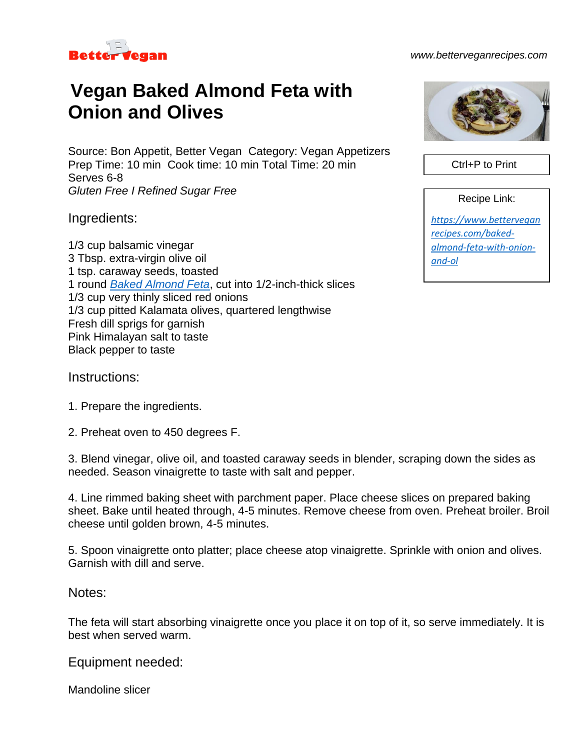Better Vegan

www.betterveganrecipes.com

# Vegan Baked Almond Feta with Onion and Olives

Ctrl+P to Print

Recipe Link:

https://www.betterveganrecipes.com/baked-almond-feta-with-onion-and-ol

Source: Bon Appetit, Better Vegan  Category: Vegan Appetizers
Prep Time: 10 min  Cook time: 10 min Total Time: 20 min
Serves 6-8
*Gluten Free I Refined Sugar Free*

## Ingredients:

1/3 cup balsamic vinegar
3 Tbsp. extra-virgin olive oil
1 tsp. caraway seeds, toasted
1 round [Baked Almond Feta](), cut into 1/2-inch-thick slices
1/3 cup very thinly sliced red onions
1/3 cup pitted Kalamata olives, quartered lengthwise
Fresh dill sprigs for garnish
Pink Himalayan salt to taste
Black pepper to taste

## Instructions:

1. Prepare the ingredients.

2. Preheat oven to 450 degrees F.

3. Blend vinegar, olive oil, and toasted caraway seeds in blender, scraping down the sides as needed. Season vinaigrette to taste with salt and pepper.

4. Line rimmed baking sheet with parchment paper. Place cheese slices on prepared baking sheet. Bake until heated through, 4-5 minutes. Remove cheese from oven. Preheat broiler. Broil cheese until golden brown, 4-5 minutes.

5. Spoon vinaigrette onto platter; place cheese atop vinaigrette. Sprinkle with onion and olives. Garnish with dill and serve.

## Notes:

The feta will start absorbing vinaigrette once you place it on top of it, so serve immediately. It is best when served warm.

## Equipment needed:

Mandoline slicer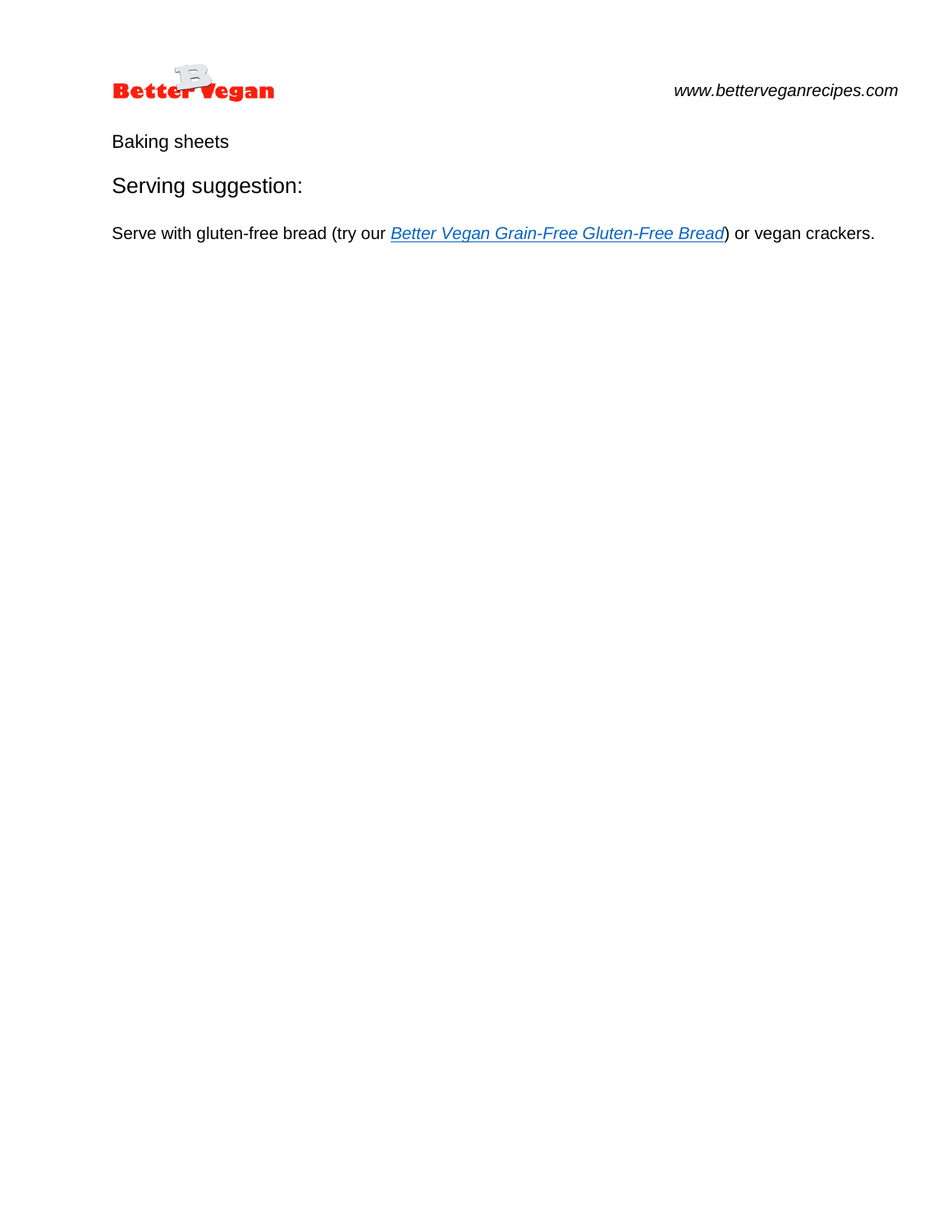Baking sheets

## Serving suggestion:

Serve with gluten-free bread (try our *Better Vegan Grain-Free Gluten-Free Bread*) or vegan crackers.